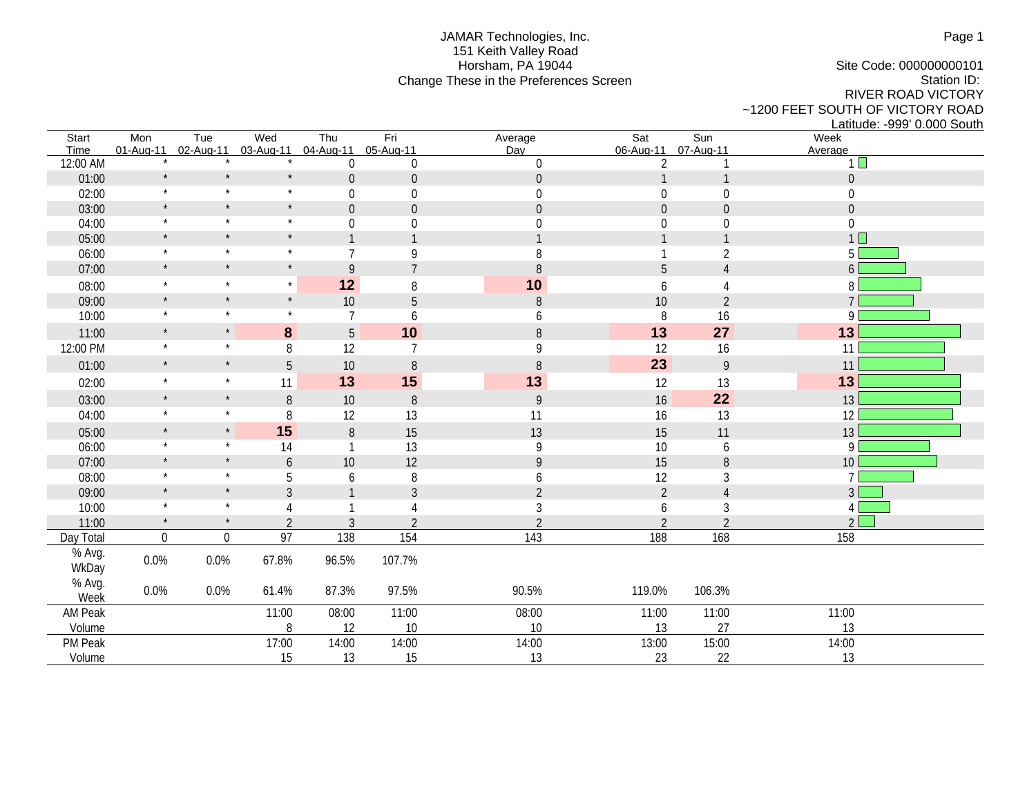JAMAR Technologies, Inc.
151 Keith Valley Road
Horsham, PA 19044
Change These in the Preferences Screen

Site Code: 000000000101
Station ID:
RIVER ROAD VICTORY
~1200 FEET SOUTH OF VICTORY ROAD
Latitude: -999' 0.000 South

| Start Time | Mon 01-Aug-11 | Tue 02-Aug-11 | Wed 03-Aug-11 | Thu 04-Aug-11 | Fri 05-Aug-11 | Average Day | Sat 06-Aug-11 | Sun 07-Aug-11 | Week Average |
|---|---|---|---|---|---|---|---|---|---|
| 12:00 AM | * | * | * | 0 | 0 | 0 | 2 | 1 | 1 |
| 01:00 | * | * | * | 0 | 0 | 0 | 1 | 1 | 0 |
| 02:00 | * | * | * | 0 | 0 | 0 | 0 | 0 | 0 |
| 03:00 | * | * | * | 0 | 0 | 0 | 0 | 0 | 0 |
| 04:00 | * | * | * | 0 | 0 | 0 | 0 | 0 | 0 |
| 05:00 | * | * | * | 1 | 1 | 1 | 1 | 1 | 1 |
| 06:00 | * | * | * | 7 | 9 | 8 | 1 | 2 | 5 |
| 07:00 | * | * | * | 9 | 7 | 8 | 5 | 4 | 6 |
| 08:00 | * | * | * | **12** | 8 | **10** | 6 | 4 | 8 |
| 09:00 | * | * | * | 10 | 5 | 8 | 10 | 2 | 7 |
| 10:00 | * | * | * | 7 | 6 | 6 | 8 | 16 | 9 |
| 11:00 | * | * | **8** | 5 | **10** | 8 | **13** | **27** | **13** |
| 12:00 PM | * | * | 8 | 12 | 7 | 9 | 12 | 16 | 11 |
| 01:00 | * | * | 5 | 10 | 8 | 8 | **23** | 9 | 11 |
| 02:00 | * | * | 11 | **13** | **15** | **13** | 12 | 13 | **13** |
| 03:00 | * | * | 8 | 10 | 8 | 9 | 16 | **22** | 13 |
| 04:00 | * | * | 8 | 12 | 13 | 11 | 16 | 13 | 12 |
| 05:00 | * | * | **15** | 8 | 15 | 13 | 15 | 11 | 13 |
| 06:00 | * | * | 14 | 1 | 13 | 9 | 10 | 6 | 9 |
| 07:00 | * | * | 6 | 10 | 12 | 9 | 15 | 8 | 10 |
| 08:00 | * | * | 5 | 6 | 8 | 6 | 12 | 3 | 7 |
| 09:00 | * | * | 3 | 1 | 3 | 2 | 2 | 4 | 3 |
| 10:00 | * | * | 4 | 1 | 4 | 3 | 6 | 3 | 4 |
| 11:00 | * | * | 2 | 3 | 2 | 2 | 2 | 2 | 2 |
| Day Total | 0 | 0 | 97 | 138 | 154 | 143 | 188 | 168 | 158 |
| % Avg. WkDay | 0.0% | 0.0% | 67.8% | 96.5% | 107.7% | | | | |
| % Avg. Week | 0.0% | 0.0% | 61.4% | 87.3% | 97.5% | 90.5% | 119.0% | 106.3% | |
| AM Peak | | | 11:00 | 08:00 | 11:00 | 08:00 | 11:00 | 11:00 | 11:00 |
| Volume | | | 8 | 12 | 10 | 10 | 13 | 27 | 13 |
| PM Peak | | | 17:00 | 14:00 | 14:00 | 14:00 | 13:00 | 15:00 | 14:00 |
| Volume | | | 15 | 13 | 15 | 13 | 23 | 22 | 13 |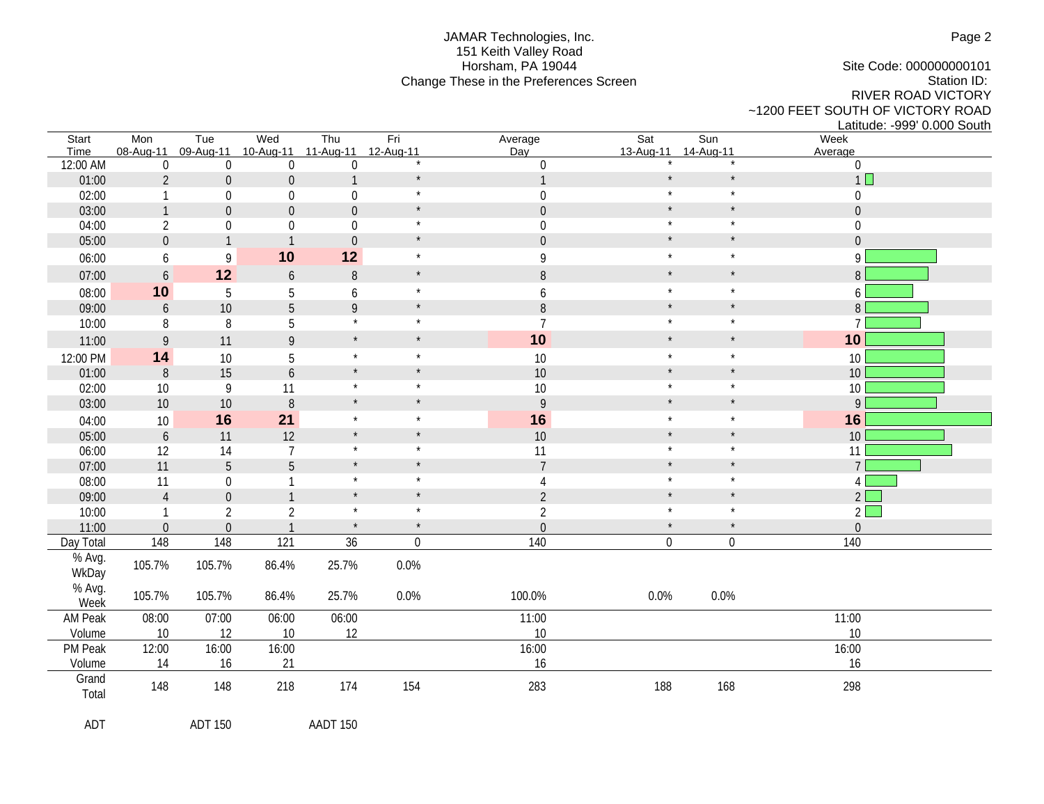JAMAR Technologies, Inc.
151 Keith Valley Road
Horsham, PA 19044
Change These in the Preferences Screen

Site Code: 000000000101
Station ID:
RIVER ROAD VICTORY
~1200 FEET SOUTH OF VICTORY ROAD
Latitude: -999' 0.000 South

| Start Time | Mon 08-Aug-11 | Tue 09-Aug-11 | Wed 10-Aug-11 | Thu 11-Aug-11 | Fri 12-Aug-11 | Average Day | Sat 13-Aug-11 | Sun 14-Aug-11 | Week Average |
|---|---|---|---|---|---|---|---|---|---|
| 12:00 AM | 0 | 0 | 0 | 0 | * | 0 | * | * | 0 |
| 01:00 | 2 | 0 | 0 | 1 | * | 1 | * | * | 1 |
| 02:00 | 1 | 0 | 0 | 0 | * | 0 | * | * | 0 |
| 03:00 | 1 | 0 | 0 | 0 | * | 0 | * | * | 0 |
| 04:00 | 2 | 0 | 0 | 0 | * | 0 | * | * | 0 |
| 05:00 | 0 | 1 | 1 | 0 | * | 0 | * | * | 0 |
| 06:00 | 6 | 9 | **10** | **12** | * | 9 | * | * | 9 |
| 07:00 | 6 | **12** | 6 | 8 | * | 8 | * | * | 8 |
| 08:00 | **10** | 5 | 5 | 6 | * | 6 | * | * | 6 |
| 09:00 | 6 | 10 | 5 | 9 | * | 8 | * | * | 8 |
| 10:00 | 8 | 8 | 5 | * | * | 7 | * | * | 7 |
| 11:00 | 9 | 11 | 9 | * | * | **10** | * | * | **10** |
| 12:00 PM | **14** | 10 | 5 | * | * | 10 | * | * | 10 |
| 01:00 | 8 | 15 | 6 | * | * | 10 | * | * | 10 |
| 02:00 | 10 | 9 | 11 | * | * | 10 | * | * | 10 |
| 03:00 | 10 | 10 | 8 | * | * | 9 | * | * | 9 |
| 04:00 | 10 | **16** | **21** | * | * | **16** | * | * | **16** |
| 05:00 | 6 | 11 | 12 | * | * | 10 | * | * | 10 |
| 06:00 | 12 | 14 | 7 | * | * | 11 | * | * | 11 |
| 07:00 | 11 | 5 | 5 | * | * | 7 | * | * | 7 |
| 08:00 | 11 | 0 | 1 | * | * | 4 | * | * | 4 |
| 09:00 | 4 | 0 | 1 | * | * | 2 | * | * | 2 |
| 10:00 | 1 | 2 | 2 | * | * | 2 | * | * | 2 |
| 11:00 | 0 | 0 | 1 | * | * | 0 | * | * | 0 |
| Day Total | 148 | 148 | 121 | 36 | 0 | 140 | 0 | 0 | 140 |
| % Avg. WkDay | 105.7% | 105.7% | 86.4% | 25.7% | 0.0% | | | | |
| % Avg. Week | 105.7% | 105.7% | 86.4% | 25.7% | 0.0% | 100.0% | 0.0% | 0.0% | |
| AM Peak | 08:00 | 07:00 | 06:00 | 06:00 | | 11:00 | | | 11:00 |
| Volume | 10 | 12 | 10 | 12 | | 10 | | | 10 |
| PM Peak | 12:00 | 16:00 | 16:00 | | | 16:00 | | | 16:00 |
| Volume | 14 | 16 | 21 | | | 16 | | | 16 |
| Grand Total | 148 | 148 | 218 | 174 | 154 | 283 | 188 | 168 | 298 |

ADT　　ADT 150　　AADT 150